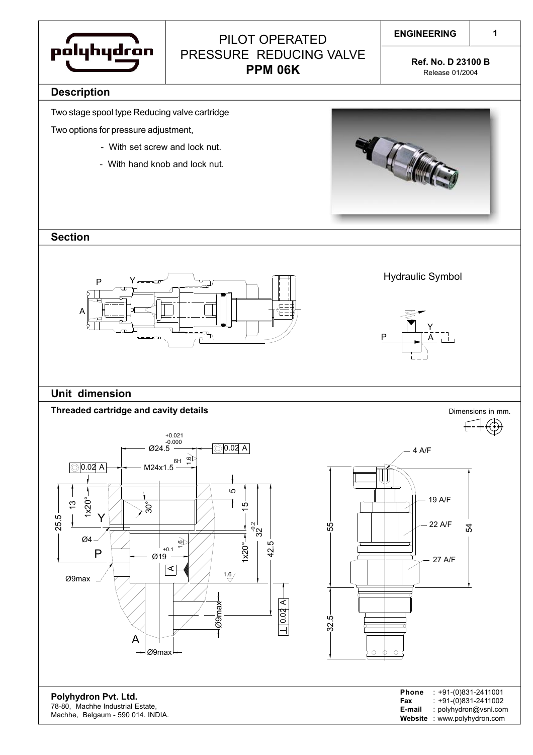# PILOT OPERATED PRESSURE REDUCING VALVE **PPM 06K**

ENGINEERING

**Ref. No. D 23100 B**
Release 01/2004

## Description

Two stage spool type Reducing valve cartridge

Two options for pressure adjustment,

- With set screw and lock nut.
- With hand knob and lock nut.

## Section

Hydraulic Symbol

## Unit dimension

### Threaded cartridge and cavity details

Dimensions in mm.

**Polyhydron Pvt. Ltd.**
78-80, Machhe Industrial Estate,
Machhe, Belgaum - 590 014. INDIA.

**Phone** : +91-(0)831-2411001
**Fax** : +91-(0)831-2411002
**E-mail** : polyhydron@vsnl.com
**Website** : www.polyhydron.com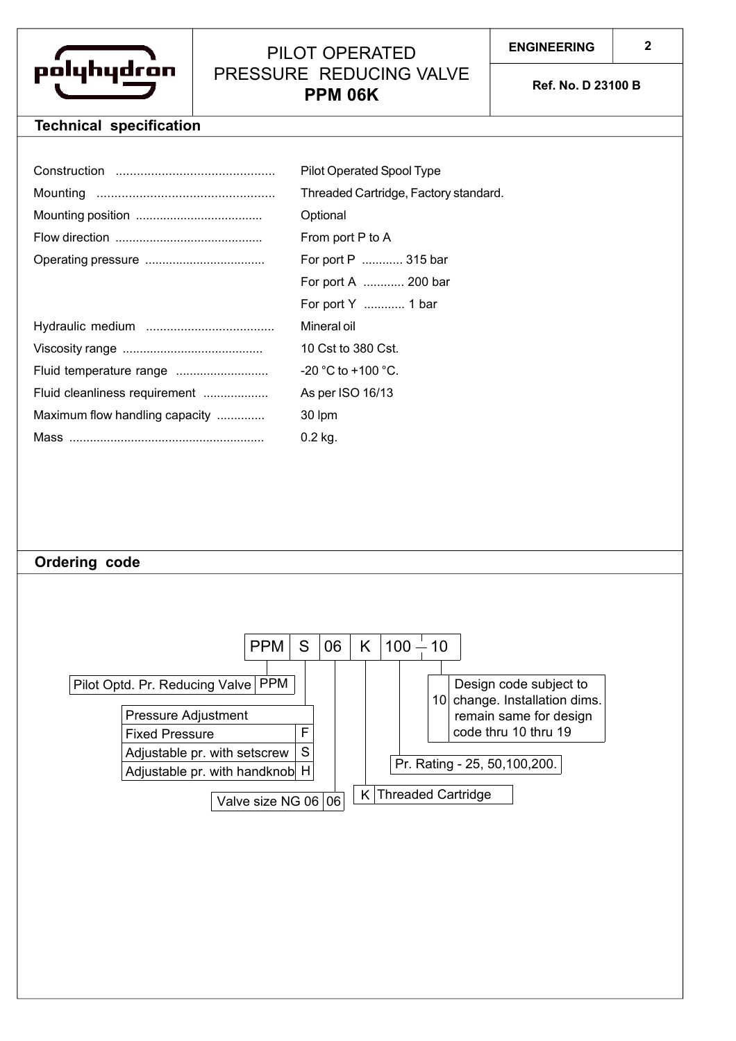# PILOT OPERATED PRESSURE REDUCING VALVE **PPM 06K**

**ENGINEERING**

**Ref. No. D 23100 B**

## Technical specification

| | |
|---|---|
| Construction | Pilot Operated Spool Type |
| Mounting | Threaded Cartridge, Factory standard. |
| Mounting position | Optional |
| Flow direction | From port P to A |
| Operating pressure | For port P ............ 315 bar |
| | For port A ............ 200 bar |
| | For port Y ............ 1 bar |
| Hydraulic medium | Mineral oil |
| Viscosity range | 10 Cst to 380 Cst. |
| Fluid temperature range | -20 °C to +100 °C. |
| Fluid cleanliness requirement | As per ISO 16/13 |
| Maximum flow handling capacity | 30 lpm |
| Mass | 0.2 kg. |

## Ordering code

| PPM | S | 06 | K | 100 | — 10 |
|---|---|---|---|---|---|

- Pilot Optd. Pr. Reducing Valve — PPM
- Pressure Adjustment
  - Fixed Pressure — F
  - Adjustable pr. with setscrew — S
  - Adjustable pr. with handknob — H
- Valve size NG 06 — 06
- Threaded Cartridge — K
- Pr. Rating - 25, 50,100,200.
- 10 — Design code subject to change. Installation dims. remain same for design code thru 10 thru 19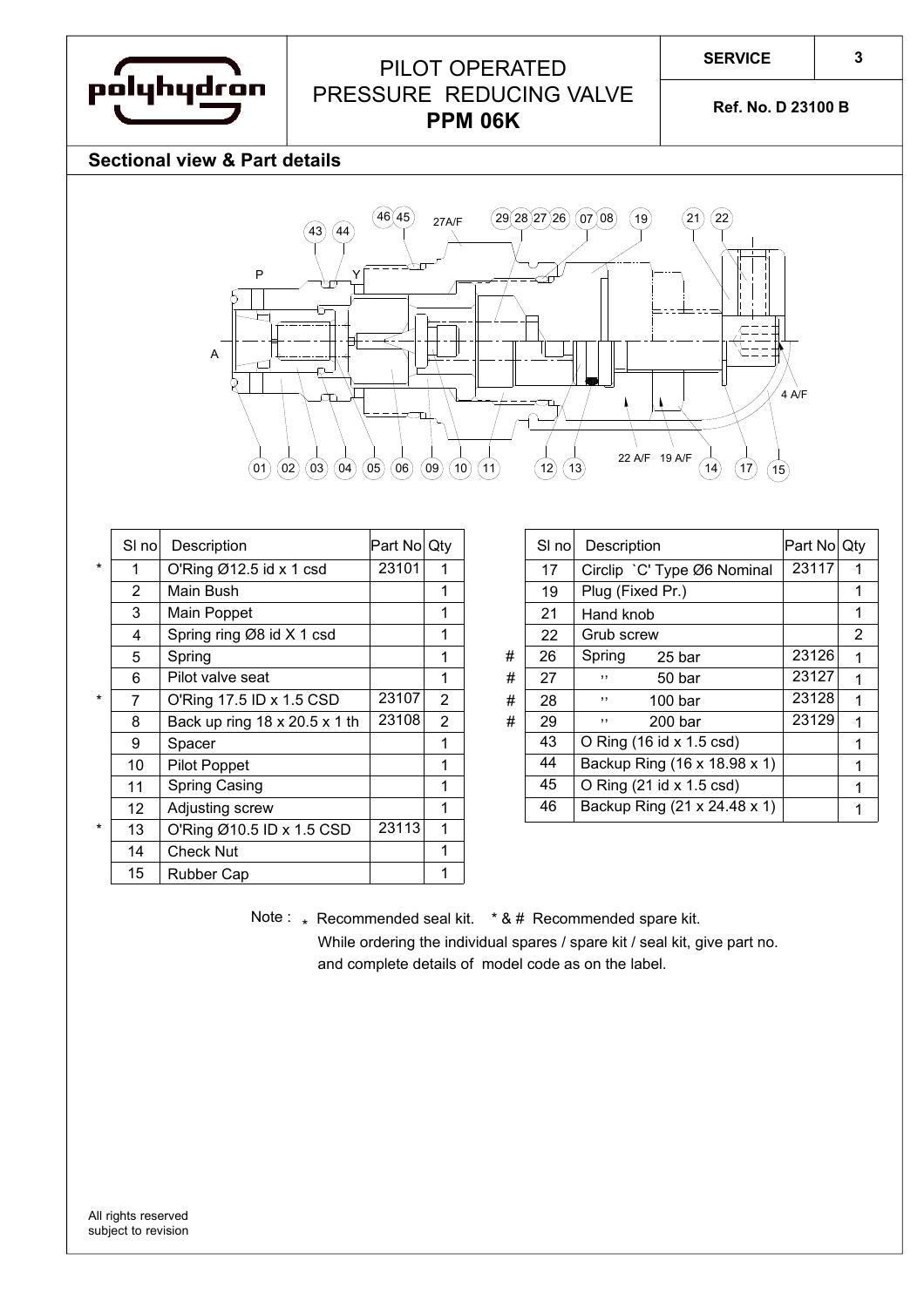# PILOT OPERATED PRESSURE REDUCING VALVE **PPM 06K**

**SERVICE** 3

**Ref. No. D 23100 B**

## Sectional view & Part details

P Y A 27A/F 4 A/F 22 A/F 19 A/F

43 44 46 45 29 28 27 26 07 08 19 21 22

01 02 03 04 05 06 09 10 11 12 13 14 17 15

| | Sl no | Description | Part No | Qty |
|---|---|---|---|---|
| * | 1 | O'Ring Ø12.5 id x 1 csd | 23101 | 1 |
| | 2 | Main Bush | | 1 |
| | 3 | Main Poppet | | 1 |
| | 4 | Spring ring Ø8 id X 1 csd | | 1 |
| | 5 | Spring | | 1 |
| | 6 | Pilot valve seat | | 1 |
| * | 7 | O'Ring 17.5 ID x 1.5 CSD | 23107 | 2 |
| | 8 | Back up ring 18 x 20.5 x 1 th | 23108 | 2 |
| | 9 | Spacer | | 1 |
| | 10 | Pilot Poppet | | 1 |
| | 11 | Spring Casing | | 1 |
| | 12 | Adjusting screw | | 1 |
| * | 13 | O'Ring Ø10.5 ID x 1.5 CSD | 23113 | 1 |
| | 14 | Check Nut | | 1 |
| | 15 | Rubber Cap | | 1 |

| | Sl no | Description | Part No | Qty |
|---|---|---|---|---|
| | 17 | Circlip `C' Type Ø6 Nominal | 23117 | 1 |
| | 19 | Plug (Fixed Pr.) | | 1 |
| | 21 | Hand knob | | 1 |
| | 22 | Grub screw | | 2 |
| # | 26 | Spring 25 bar | 23126 | 1 |
| # | 27 | ,, 50 bar | 23127 | 1 |
| # | 28 | ,, 100 bar | 23128 | 1 |
| # | 29 | ,, 200 bar | 23129 | 1 |
| | 43 | O Ring (16 id x 1.5 csd) | | 1 |
| | 44 | Backup Ring (16 x 18.98 x 1) | | 1 |
| | 45 | O Ring (21 id x 1.5 csd) | | 1 |
| | 46 | Backup Ring (21 x 24.48 x 1) | | 1 |

Note : * Recommended seal kit. * & # Recommended spare kit.
While ordering the individual spares / spare kit / seal kit, give part no. and complete details of model code as on the label.

All rights reserved
subject to revision